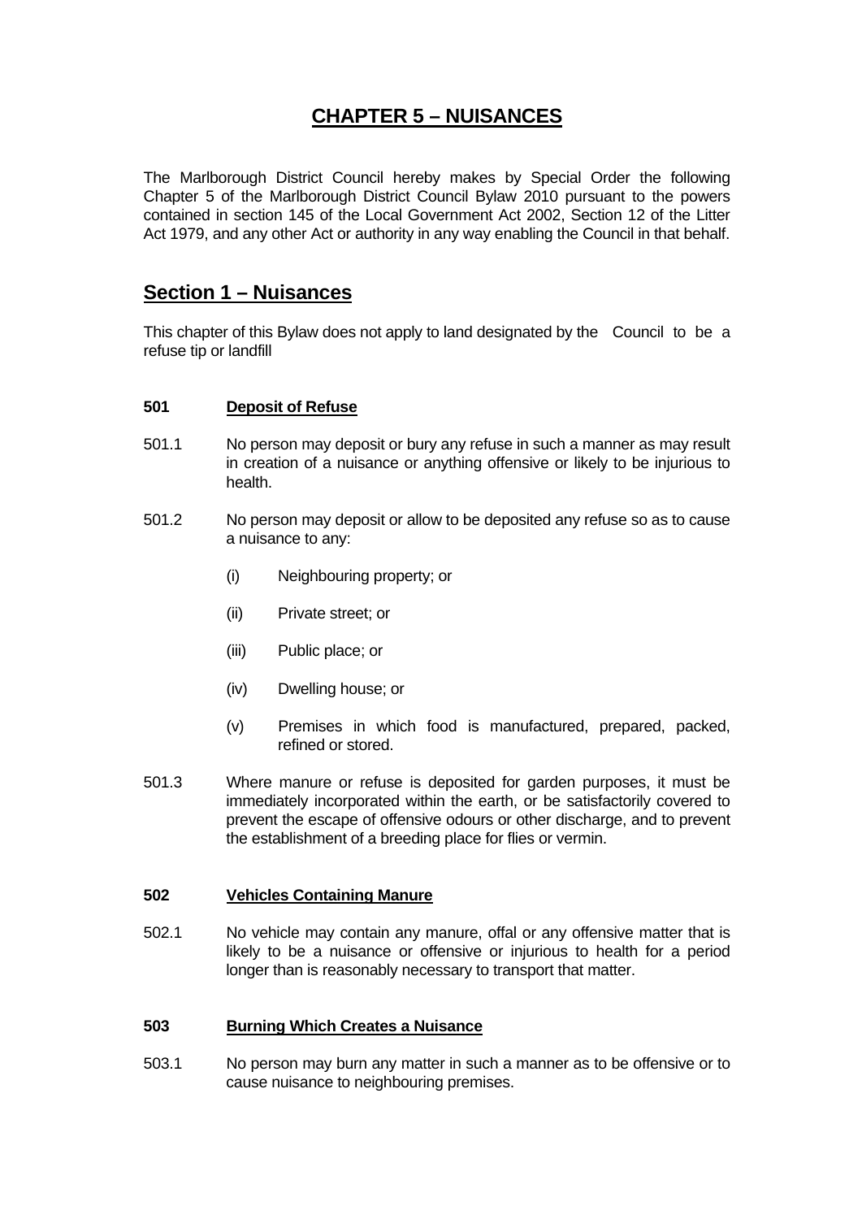# CHAPTER 5 – NUISANCES

The Marlborough District Council hereby makes by Special Order the following Chapter 5 of the Marlborough District Council Bylaw 2010 pursuant to the powers contained in section 145 of the Local Government Act 2002, Section 12 of the Litter Act 1979, and any other Act or authority in any way enabling the Council in that behalf.

## Section 1 – Nuisances

This chapter of this Bylaw does not apply to land designated by the Council to be a refuse tip or landfill

### 501 Deposit of Refuse

501.1 No person may deposit or bury any refuse in such a manner as may result in creation of a nuisance or anything offensive or likely to be injurious to health.

501.2 No person may deposit or allow to be deposited any refuse so as to cause a nuisance to any:

- (i) Neighbouring property; or
- (ii) Private street; or
- (iii) Public place; or
- (iv) Dwelling house; or
- (v) Premises in which food is manufactured, prepared, packed, refined or stored.

501.3 Where manure or refuse is deposited for garden purposes, it must be immediately incorporated within the earth, or be satisfactorily covered to prevent the escape of offensive odours or other discharge, and to prevent the establishment of a breeding place for flies or vermin.

### 502 Vehicles Containing Manure

502.1 No vehicle may contain any manure, offal or any offensive matter that is likely to be a nuisance or offensive or injurious to health for a period longer than is reasonably necessary to transport that matter.

### 503 Burning Which Creates a Nuisance

503.1 No person may burn any matter in such a manner as to be offensive or to cause nuisance to neighbouring premises.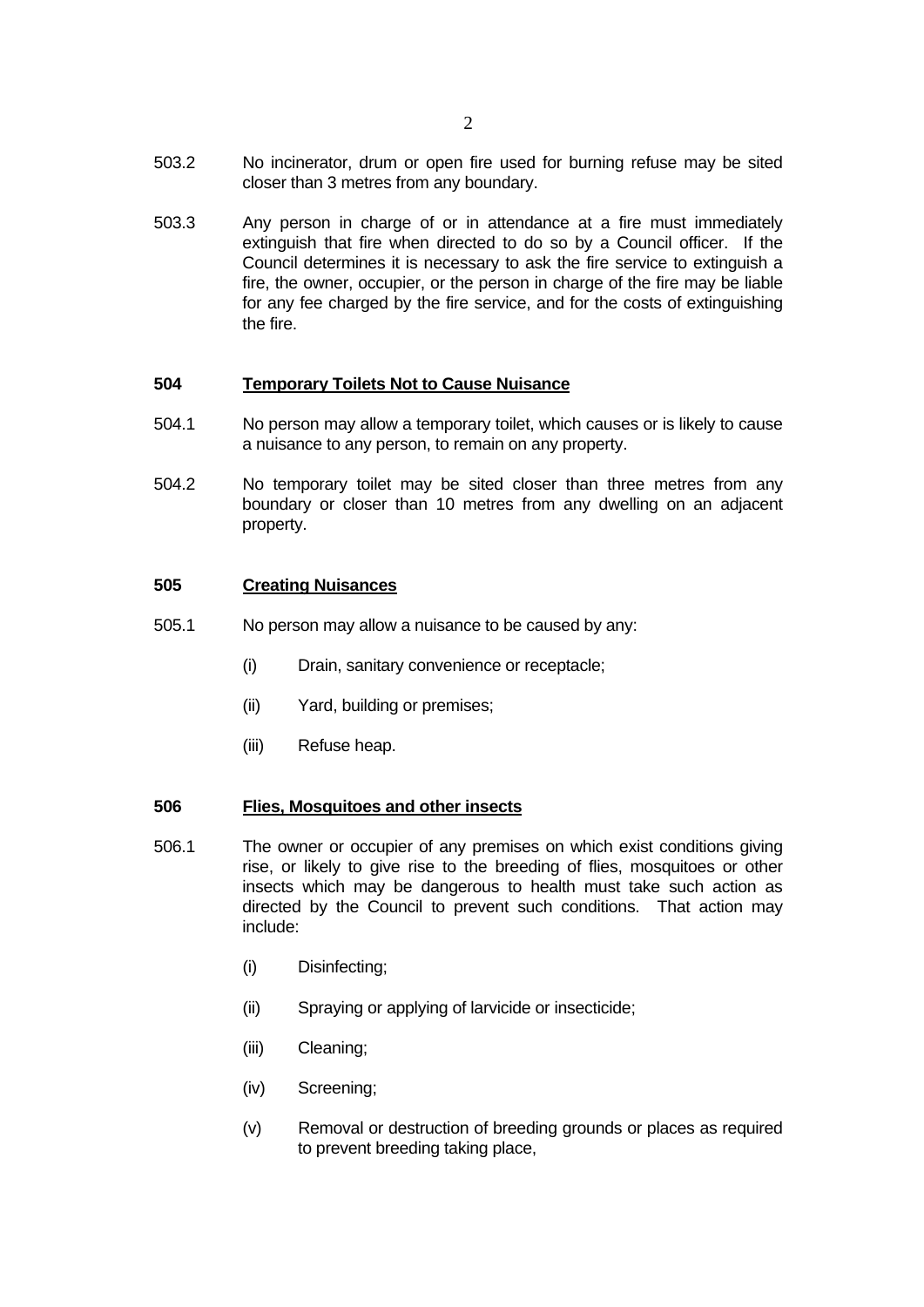503.2 No incinerator, drum or open fire used for burning refuse may be sited closer than 3 metres from any boundary.

503.3 Any person in charge of or in attendance at a fire must immediately extinguish that fire when directed to do so by a Council officer. If the Council determines it is necessary to ask the fire service to extinguish a fire, the owner, occupier, or the person in charge of the fire may be liable for any fee charged by the fire service, and for the costs of extinguishing the fire.

## 504 Temporary Toilets Not to Cause Nuisance

504.1 No person may allow a temporary toilet, which causes or is likely to cause a nuisance to any person, to remain on any property.

504.2 No temporary toilet may be sited closer than three metres from any boundary or closer than 10 metres from any dwelling on an adjacent property.

## 505 Creating Nuisances

505.1 No person may allow a nuisance to be caused by any:

(i) Drain, sanitary convenience or receptacle;

(ii) Yard, building or premises;

(iii) Refuse heap.

## 506 Flies, Mosquitoes and other insects

506.1 The owner or occupier of any premises on which exist conditions giving rise, or likely to give rise to the breeding of flies, mosquitoes or other insects which may be dangerous to health must take such action as directed by the Council to prevent such conditions. That action may include:

(i) Disinfecting;

(ii) Spraying or applying of larvicide or insecticide;

(iii) Cleaning;

(iv) Screening;

(v) Removal or destruction of breeding grounds or places as required to prevent breeding taking place,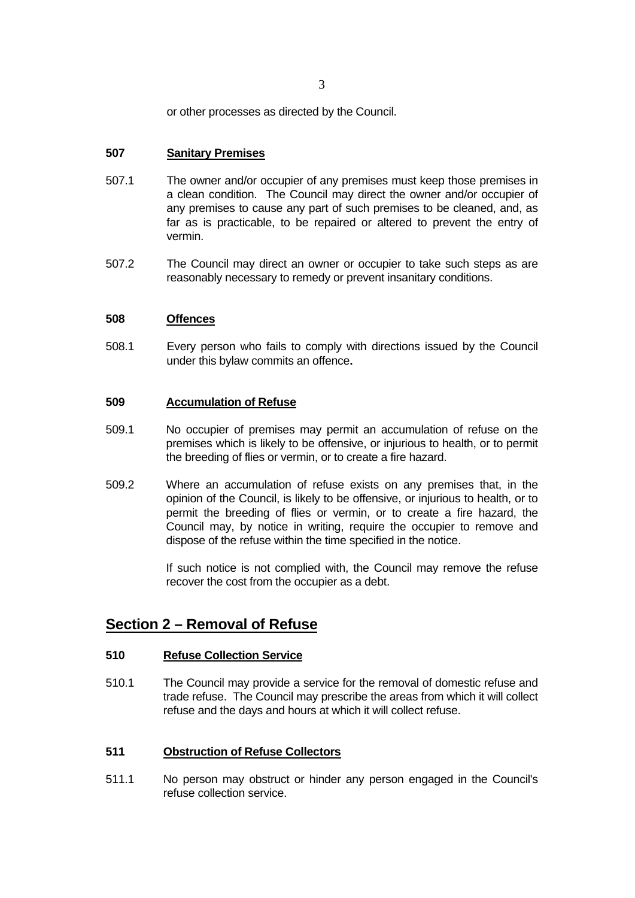or other processes as directed by the Council.

**507 Sanitary Premises**

507.1 The owner and/or occupier of any premises must keep those premises in a clean condition. The Council may direct the owner and/or occupier of any premises to cause any part of such premises to be cleaned, and, as far as is practicable, to be repaired or altered to prevent the entry of vermin.

507.2 The Council may direct an owner or occupier to take such steps as are reasonably necessary to remedy or prevent insanitary conditions.

**508 Offences**

508.1 Every person who fails to comply with directions issued by the Council under this bylaw commits an offence**.**

**509 Accumulation of Refuse**

509.1 No occupier of premises may permit an accumulation of refuse on the premises which is likely to be offensive, or injurious to health, or to permit the breeding of flies or vermin, or to create a fire hazard.

509.2 Where an accumulation of refuse exists on any premises that, in the opinion of the Council, is likely to be offensive, or injurious to health, or to permit the breeding of flies or vermin, or to create a fire hazard, the Council may, by notice in writing, require the occupier to remove and dispose of the refuse within the time specified in the notice.

If such notice is not complied with, the Council may remove the refuse recover the cost from the occupier as a debt.

## Section 2 – Removal of Refuse

**510 Refuse Collection Service**

510.1 The Council may provide a service for the removal of domestic refuse and trade refuse. The Council may prescribe the areas from which it will collect refuse and the days and hours at which it will collect refuse.

**511 Obstruction of Refuse Collectors**

511.1 No person may obstruct or hinder any person engaged in the Council's refuse collection service.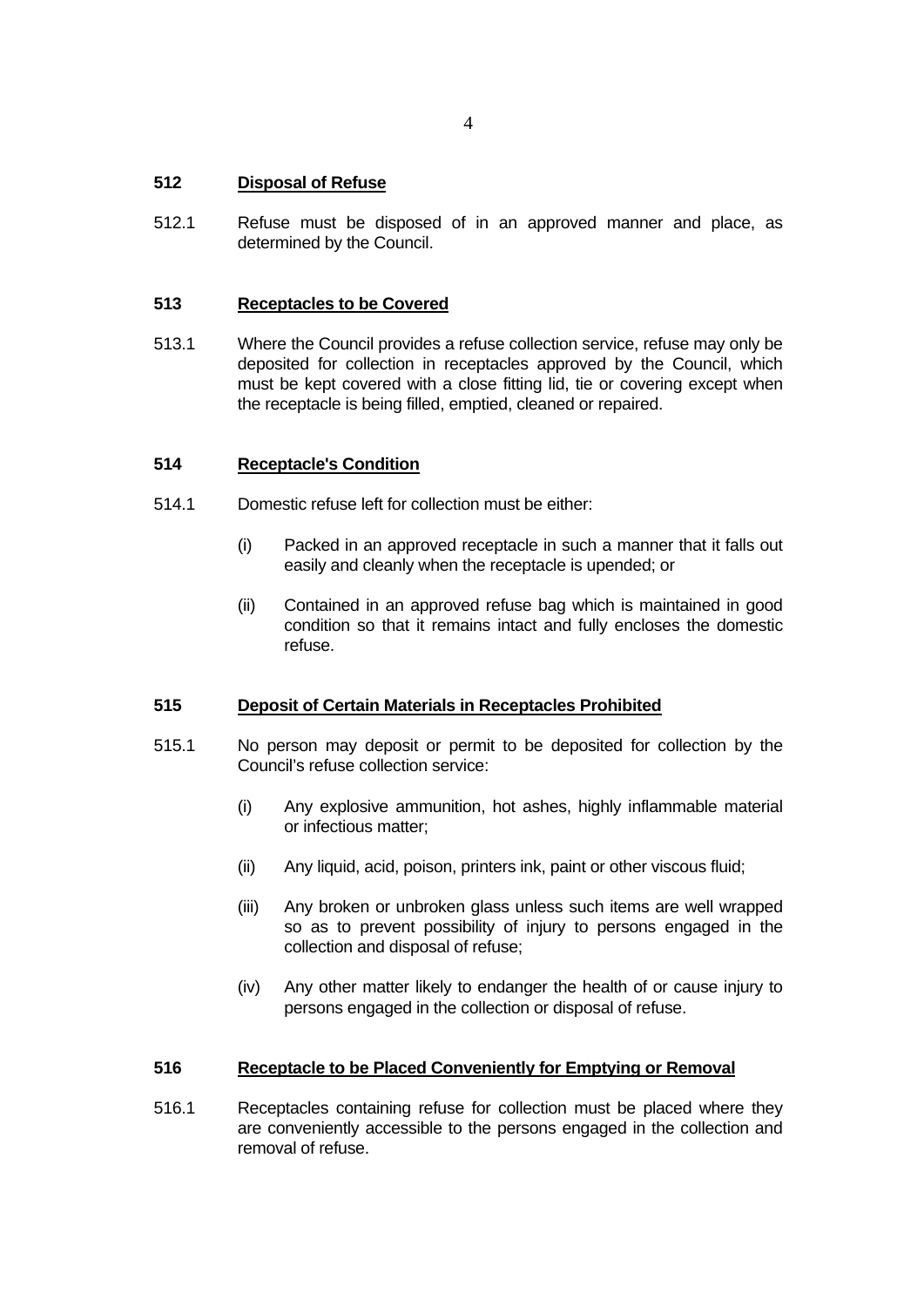## 512 Disposal of Refuse

512.1 Refuse must be disposed of in an approved manner and place, as determined by the Council.

## 513 Receptacles to be Covered

513.1 Where the Council provides a refuse collection service, refuse may only be deposited for collection in receptacles approved by the Council, which must be kept covered with a close fitting lid, tie or covering except when the receptacle is being filled, emptied, cleaned or repaired.

## 514 Receptacle's Condition

514.1 Domestic refuse left for collection must be either:

(i) Packed in an approved receptacle in such a manner that it falls out easily and cleanly when the receptacle is upended; or

(ii) Contained in an approved refuse bag which is maintained in good condition so that it remains intact and fully encloses the domestic refuse.

## 515 Deposit of Certain Materials in Receptacles Prohibited

515.1 No person may deposit or permit to be deposited for collection by the Council's refuse collection service:

(i) Any explosive ammunition, hot ashes, highly inflammable material or infectious matter;

(ii) Any liquid, acid, poison, printers ink, paint or other viscous fluid;

(iii) Any broken or unbroken glass unless such items are well wrapped so as to prevent possibility of injury to persons engaged in the collection and disposal of refuse;

(iv) Any other matter likely to endanger the health of or cause injury to persons engaged in the collection or disposal of refuse.

## 516 Receptacle to be Placed Conveniently for Emptying or Removal

516.1 Receptacles containing refuse for collection must be placed where they are conveniently accessible to the persons engaged in the collection and removal of refuse.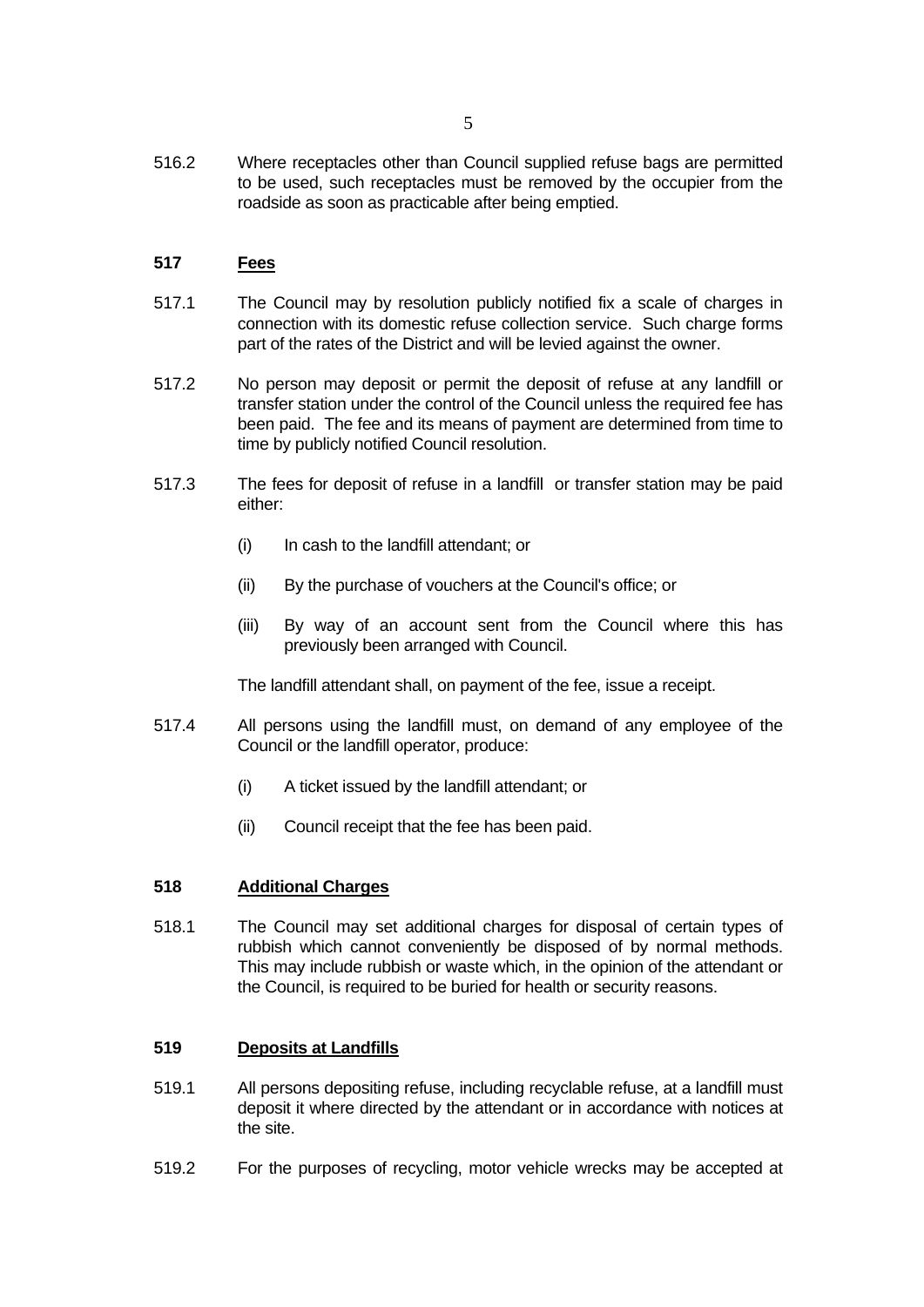516.2 Where receptacles other than Council supplied refuse bags are permitted to be used, such receptacles must be removed by the occupier from the roadside as soon as practicable after being emptied.

## 517 Fees

517.1 The Council may by resolution publicly notified fix a scale of charges in connection with its domestic refuse collection service. Such charge forms part of the rates of the District and will be levied against the owner.

517.2 No person may deposit or permit the deposit of refuse at any landfill or transfer station under the control of the Council unless the required fee has been paid. The fee and its means of payment are determined from time to time by publicly notified Council resolution.

517.3 The fees for deposit of refuse in a landfill or transfer station may be paid either:

- (i) In cash to the landfill attendant; or
- (ii) By the purchase of vouchers at the Council's office; or
- (iii) By way of an account sent from the Council where this has previously been arranged with Council.

The landfill attendant shall, on payment of the fee, issue a receipt.

517.4 All persons using the landfill must, on demand of any employee of the Council or the landfill operator, produce:

- (i) A ticket issued by the landfill attendant; or
- (ii) Council receipt that the fee has been paid.

## 518 Additional Charges

518.1 The Council may set additional charges for disposal of certain types of rubbish which cannot conveniently be disposed of by normal methods. This may include rubbish or waste which, in the opinion of the attendant or the Council, is required to be buried for health or security reasons.

## 519 Deposits at Landfills

519.1 All persons depositing refuse, including recyclable refuse, at a landfill must deposit it where directed by the attendant or in accordance with notices at the site.

519.2 For the purposes of recycling, motor vehicle wrecks may be accepted at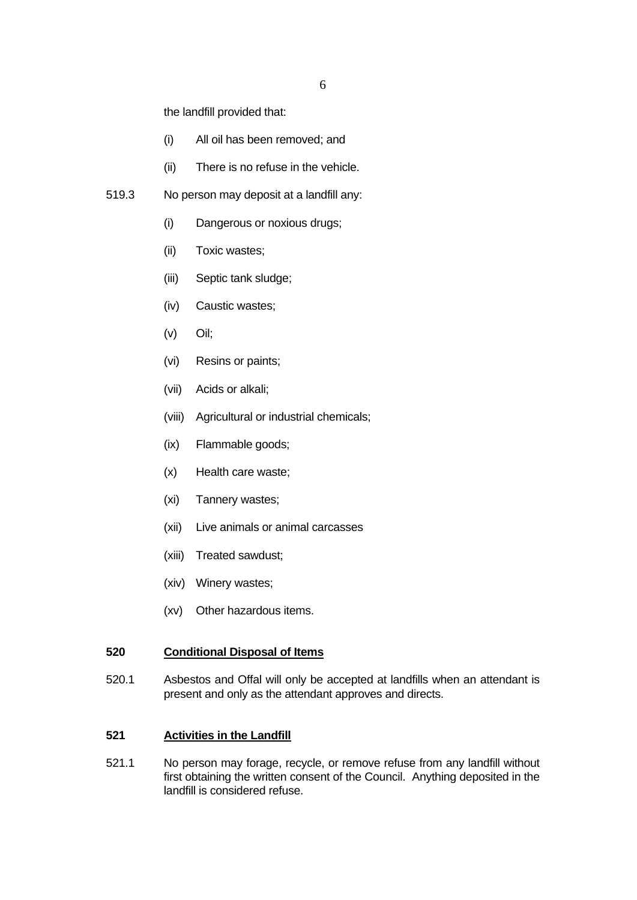the landfill provided that:

(i) All oil has been removed; and

(ii) There is no refuse in the vehicle.

519.3 No person may deposit at a landfill any:

(i) Dangerous or noxious drugs;

(ii) Toxic wastes;

(iii) Septic tank sludge;

(iv) Caustic wastes;

(v) Oil;

(vi) Resins or paints;

(vii) Acids or alkali;

(viii) Agricultural or industrial chemicals;

(ix) Flammable goods;

(x) Health care waste;

(xi) Tannery wastes;

(xii) Live animals or animal carcasses

(xiii) Treated sawdust;

(xiv) Winery wastes;

(xv) Other hazardous items.

## 520 Conditional Disposal of Items

520.1 Asbestos and Offal will only be accepted at landfills when an attendant is present and only as the attendant approves and directs.

## 521 Activities in the Landfill

521.1 No person may forage, recycle, or remove refuse from any landfill without first obtaining the written consent of the Council. Anything deposited in the landfill is considered refuse.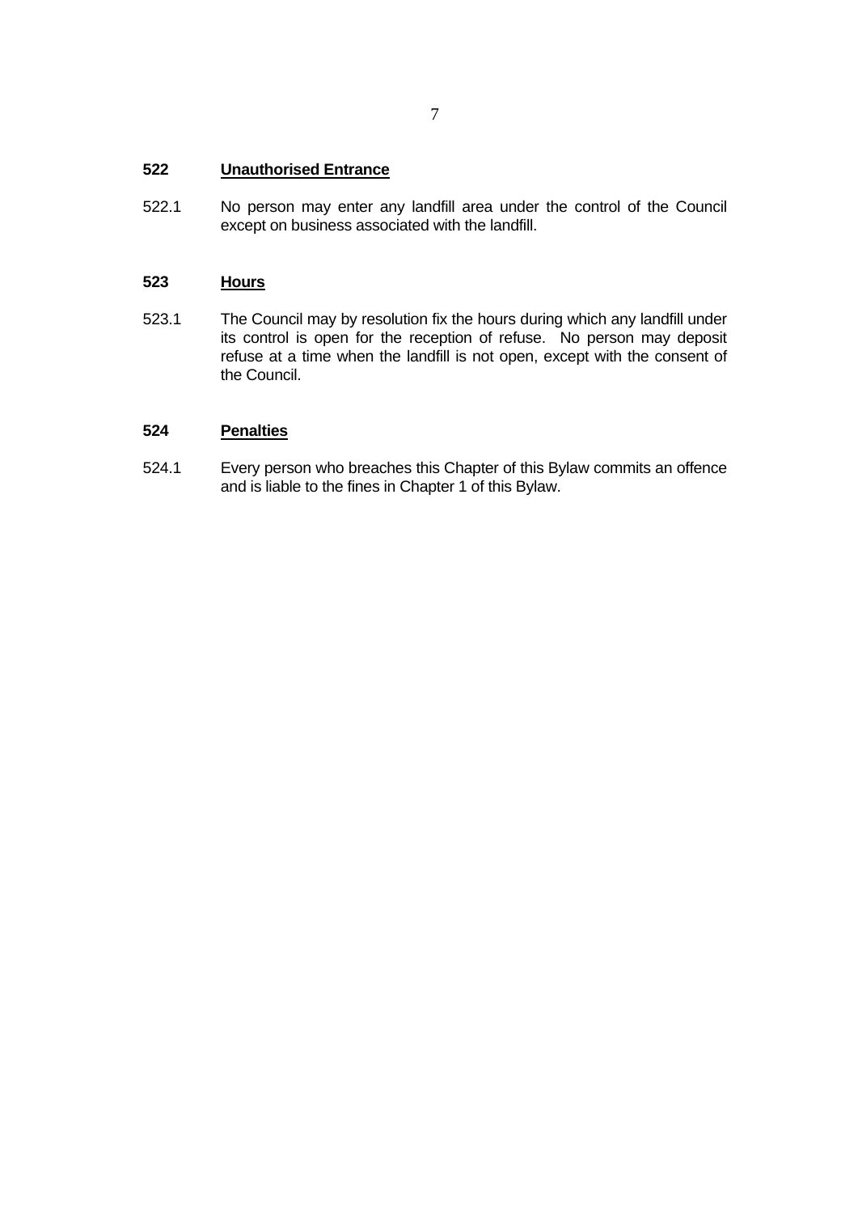**522 Unauthorised Entrance**

522.1 No person may enter any landfill area under the control of the Council except on business associated with the landfill.

**523 Hours**

523.1 The Council may by resolution fix the hours during which any landfill under its control is open for the reception of refuse. No person may deposit refuse at a time when the landfill is not open, except with the consent of the Council.

**524 Penalties**

524.1 Every person who breaches this Chapter of this Bylaw commits an offence and is liable to the fines in Chapter 1 of this Bylaw.